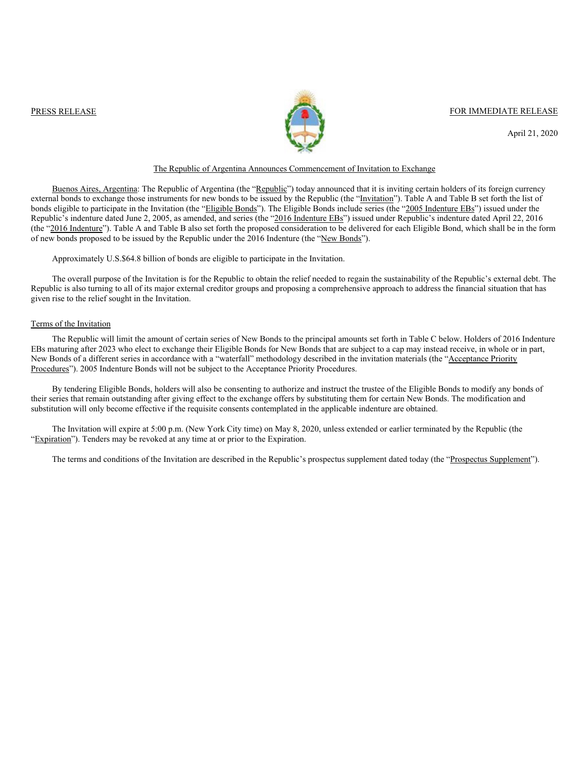PRESS RELEASE

FOR IMMEDIATE RELEASE

April 21, 2020

## The Republic of Argentina Announces Commencement of Invitation to Exchange

Buenos Aires, Argentina: The Republic of Argentina (the "Republic") today announced that it is inviting certain holders of its foreign currency external bonds to exchange those instruments for new bonds to be issued by the Republic (the "Invitation"). Table A and Table B set forth the list of bonds eligible to participate in the Invitation (the "Eligible Bonds"). The Eligible Bonds include series (the "2005 Indenture EBs") issued under the Republic's indenture dated June 2, 2005, as amended, and series (the "2016 Indenture EBs") issued under Republic's indenture dated April 22, 2016 (the "2016 Indenture"). Table A and Table B also set forth the proposed consideration to be delivered for each Eligible Bond, which shall be in the form of new bonds proposed to be issued by the Republic under the 2016 Indenture (the "New Bonds").

Approximately U.S.$64.8 billion of bonds are eligible to participate in the Invitation.

The overall purpose of the Invitation is for the Republic to obtain the relief needed to regain the sustainability of the Republic's external debt. The Republic is also turning to all of its major external creditor groups and proposing a comprehensive approach to address the financial situation that has given rise to the relief sought in the Invitation.

### Terms of the Invitation

The Republic will limit the amount of certain series of New Bonds to the principal amounts set forth in Table C below. Holders of 2016 Indenture EBs maturing after 2023 who elect to exchange their Eligible Bonds for New Bonds that are subject to a cap may instead receive, in whole or in part, New Bonds of a different series in accordance with a "waterfall" methodology described in the invitation materials (the "Acceptance Priority Procedures"). 2005 Indenture Bonds will not be subject to the Acceptance Priority Procedures.

By tendering Eligible Bonds, holders will also be consenting to authorize and instruct the trustee of the Eligible Bonds to modify any bonds of their series that remain outstanding after giving effect to the exchange offers by substituting them for certain New Bonds. The modification and substitution will only become effective if the requisite consents contemplated in the applicable indenture are obtained.

The Invitation will expire at 5:00 p.m. (New York City time) on May 8, 2020, unless extended or earlier terminated by the Republic (the "Expiration"). Tenders may be revoked at any time at or prior to the Expiration.

The terms and conditions of the Invitation are described in the Republic's prospectus supplement dated today (the "Prospectus Supplement").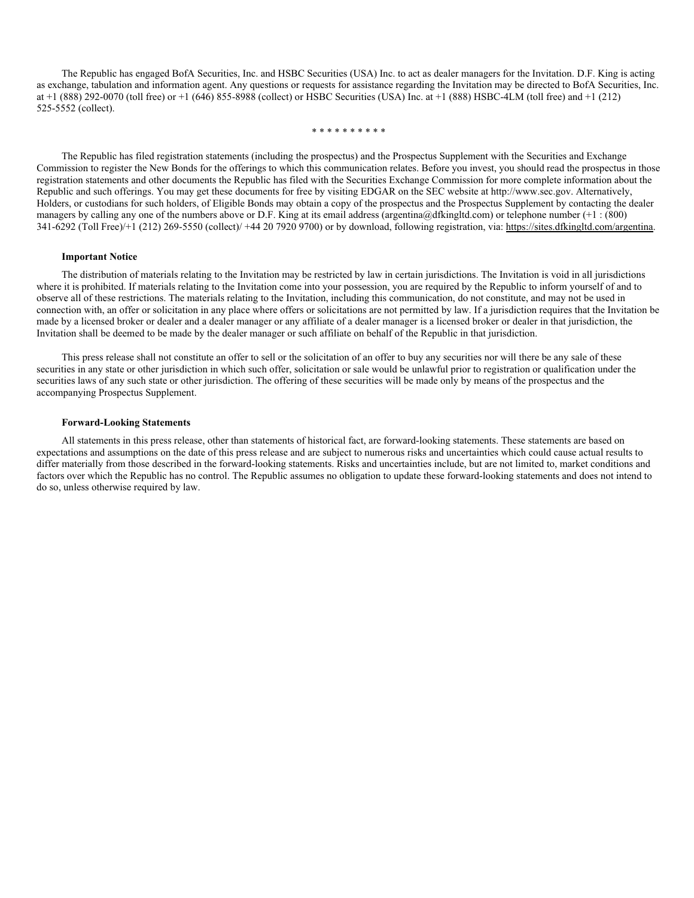The Republic has engaged BofA Securities, Inc. and HSBC Securities (USA) Inc. to act as dealer managers for the Invitation. D.F. King is acting as exchange, tabulation and information agent. Any questions or requests for assistance regarding the Invitation may be directed to BofA Securities, Inc. at +1 (888) 292-0070 (toll free) or +1 (646) 855-8988 (collect) or HSBC Securities (USA) Inc. at +1 (888) HSBC-4LM (toll free) and +1 (212) 525-5552 (collect).

\* \* \* \* \* \* \* \* \* \*

The Republic has filed registration statements (including the prospectus) and the Prospectus Supplement with the Securities and Exchange Commission to register the New Bonds for the offerings to which this communication relates. Before you invest, you should read the prospectus in those registration statements and other documents the Republic has filed with the Securities Exchange Commission for more complete information about the Republic and such offerings. You may get these documents for free by visiting EDGAR on the SEC website at http://www.sec.gov. Alternatively, Holders, or custodians for such holders, of Eligible Bonds may obtain a copy of the prospectus and the Prospectus Supplement by contacting the dealer managers by calling any one of the numbers above or D.F. King at its email address (argentina@dfkingltd.com) or telephone number (+1 : (800) 341-6292 (Toll Free)/+1 (212) 269-5550 (collect)/ +44 20 7920 9700) or by download, following registration, via: https://sites.dfkingltd.com/argentina.

**Important Notice**

The distribution of materials relating to the Invitation may be restricted by law in certain jurisdictions. The Invitation is void in all jurisdictions where it is prohibited. If materials relating to the Invitation come into your possession, you are required by the Republic to inform yourself of and to observe all of these restrictions. The materials relating to the Invitation, including this communication, do not constitute, and may not be used in connection with, an offer or solicitation in any place where offers or solicitations are not permitted by law. If a jurisdiction requires that the Invitation be made by a licensed broker or dealer and a dealer manager or any affiliate of a dealer manager is a licensed broker or dealer in that jurisdiction, the Invitation shall be deemed to be made by the dealer manager or such affiliate on behalf of the Republic in that jurisdiction.

This press release shall not constitute an offer to sell or the solicitation of an offer to buy any securities nor will there be any sale of these securities in any state or other jurisdiction in which such offer, solicitation or sale would be unlawful prior to registration or qualification under the securities laws of any such state or other jurisdiction. The offering of these securities will be made only by means of the prospectus and the accompanying Prospectus Supplement.

**Forward-Looking Statements**

All statements in this press release, other than statements of historical fact, are forward-looking statements. These statements are based on expectations and assumptions on the date of this press release and are subject to numerous risks and uncertainties which could cause actual results to differ materially from those described in the forward-looking statements. Risks and uncertainties include, but are not limited to, market conditions and factors over which the Republic has no control. The Republic assumes no obligation to update these forward-looking statements and does not intend to do so, unless otherwise required by law.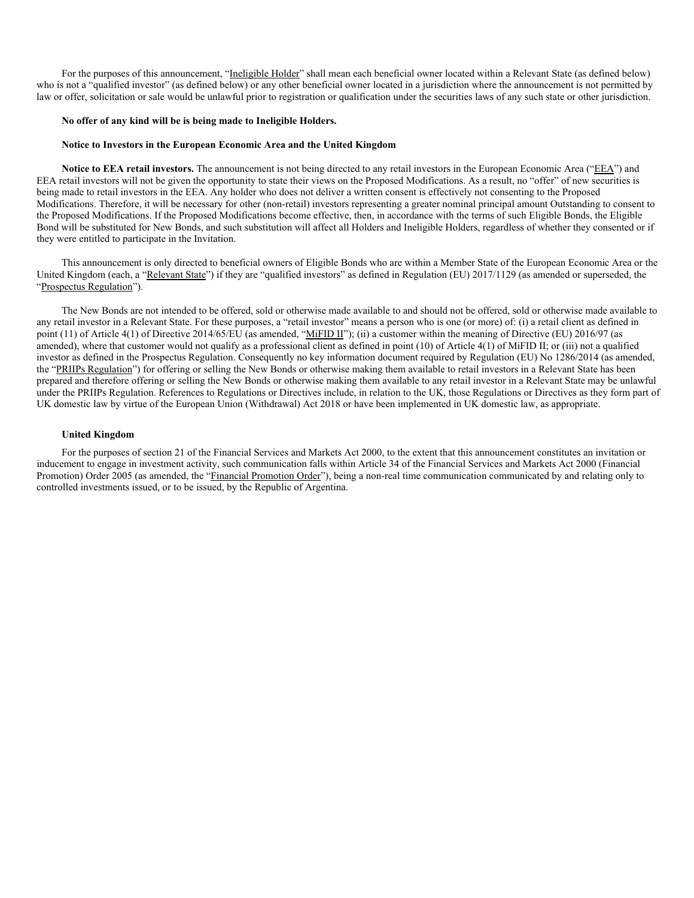For the purposes of this announcement, "Ineligible Holder" shall mean each beneficial owner located within a Relevant State (as defined below) who is not a "qualified investor" (as defined below) or any other beneficial owner located in a jurisdiction where the announcement is not permitted by law or offer, solicitation or sale would be unlawful prior to registration or qualification under the securities laws of any such state or other jurisdiction.

**No offer of any kind will be is being made to Ineligible Holders.**

**Notice to Investors in the European Economic Area and the United Kingdom**

**Notice to EEA retail investors.** The announcement is not being directed to any retail investors in the European Economic Area ("EEA") and EEA retail investors will not be given the opportunity to state their views on the Proposed Modifications. As a result, no "offer" of new securities is being made to retail investors in the EEA. Any holder who does not deliver a written consent is effectively not consenting to the Proposed Modifications. Therefore, it will be necessary for other (non-retail) investors representing a greater nominal principal amount Outstanding to consent to the Proposed Modifications. If the Proposed Modifications become effective, then, in accordance with the terms of such Eligible Bonds, the Eligible Bond will be substituted for New Bonds, and such substitution will affect all Holders and Ineligible Holders, regardless of whether they consented or if they were entitled to participate in the Invitation.

This announcement is only directed to beneficial owners of Eligible Bonds who are within a Member State of the European Economic Area or the United Kingdom (each, a "Relevant State") if they are "qualified investors" as defined in Regulation (EU) 2017/1129 (as amended or superseded, the "Prospectus Regulation").

The New Bonds are not intended to be offered, sold or otherwise made available to and should not be offered, sold or otherwise made available to any retail investor in a Relevant State. For these purposes, a "retail investor" means a person who is one (or more) of: (i) a retail client as defined in point (11) of Article 4(1) of Directive 2014/65/EU (as amended, "MiFID II"); (ii) a customer within the meaning of Directive (EU) 2016/97 (as amended), where that customer would not qualify as a professional client as defined in point (10) of Article 4(1) of MiFID II; or (iii) not a qualified investor as defined in the Prospectus Regulation. Consequently no key information document required by Regulation (EU) No 1286/2014 (as amended, the "PRIIPs Regulation") for offering or selling the New Bonds or otherwise making them available to retail investors in a Relevant State has been prepared and therefore offering or selling the New Bonds or otherwise making them available to any retail investor in a Relevant State may be unlawful under the PRIIPs Regulation. References to Regulations or Directives include, in relation to the UK, those Regulations or Directives as they form part of UK domestic law by virtue of the European Union (Withdrawal) Act 2018 or have been implemented in UK domestic law, as appropriate.

**United Kingdom**

For the purposes of section 21 of the Financial Services and Markets Act 2000, to the extent that this announcement constitutes an invitation or inducement to engage in investment activity, such communication falls within Article 34 of the Financial Services and Markets Act 2000 (Financial Promotion) Order 2005 (as amended, the "Financial Promotion Order"), being a non-real time communication communicated by and relating only to controlled investments issued, or to be issued, by the Republic of Argentina.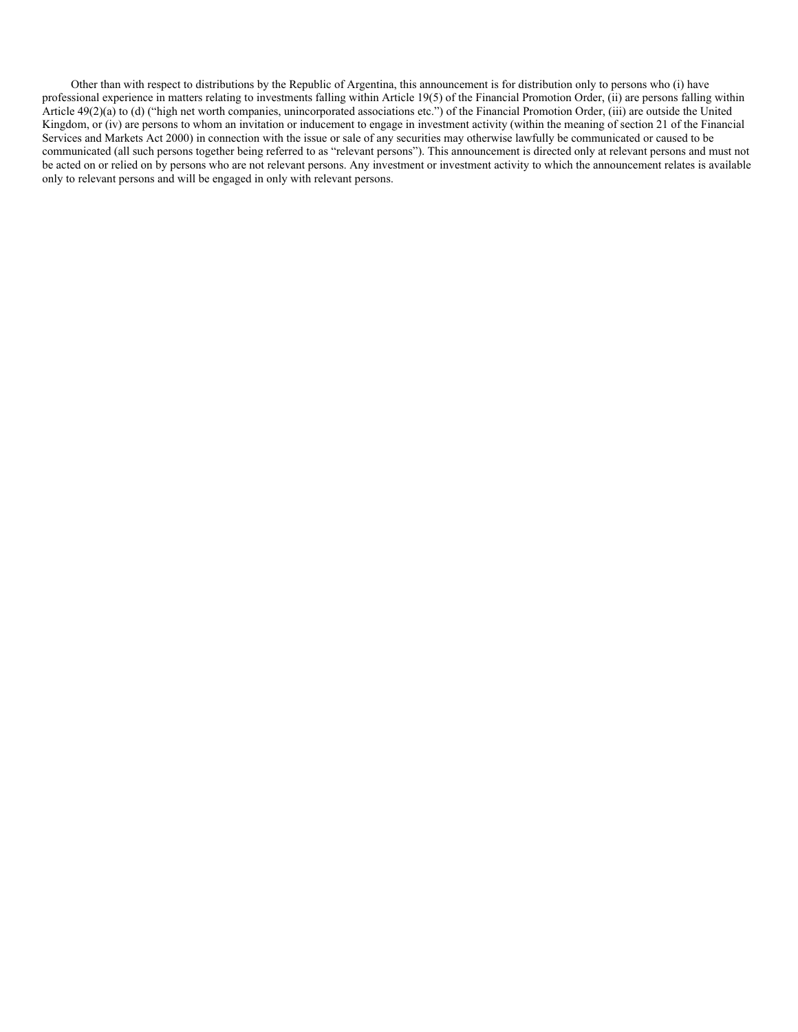Other than with respect to distributions by the Republic of Argentina, this announcement is for distribution only to persons who (i) have professional experience in matters relating to investments falling within Article 19(5) of the Financial Promotion Order, (ii) are persons falling within Article 49(2)(a) to (d) ("high net worth companies, unincorporated associations etc.") of the Financial Promotion Order, (iii) are outside the United Kingdom, or (iv) are persons to whom an invitation or inducement to engage in investment activity (within the meaning of section 21 of the Financial Services and Markets Act 2000) in connection with the issue or sale of any securities may otherwise lawfully be communicated or caused to be communicated (all such persons together being referred to as "relevant persons"). This announcement is directed only at relevant persons and must not be acted on or relied on by persons who are not relevant persons. Any investment or investment activity to which the announcement relates is available only to relevant persons and will be engaged in only with relevant persons.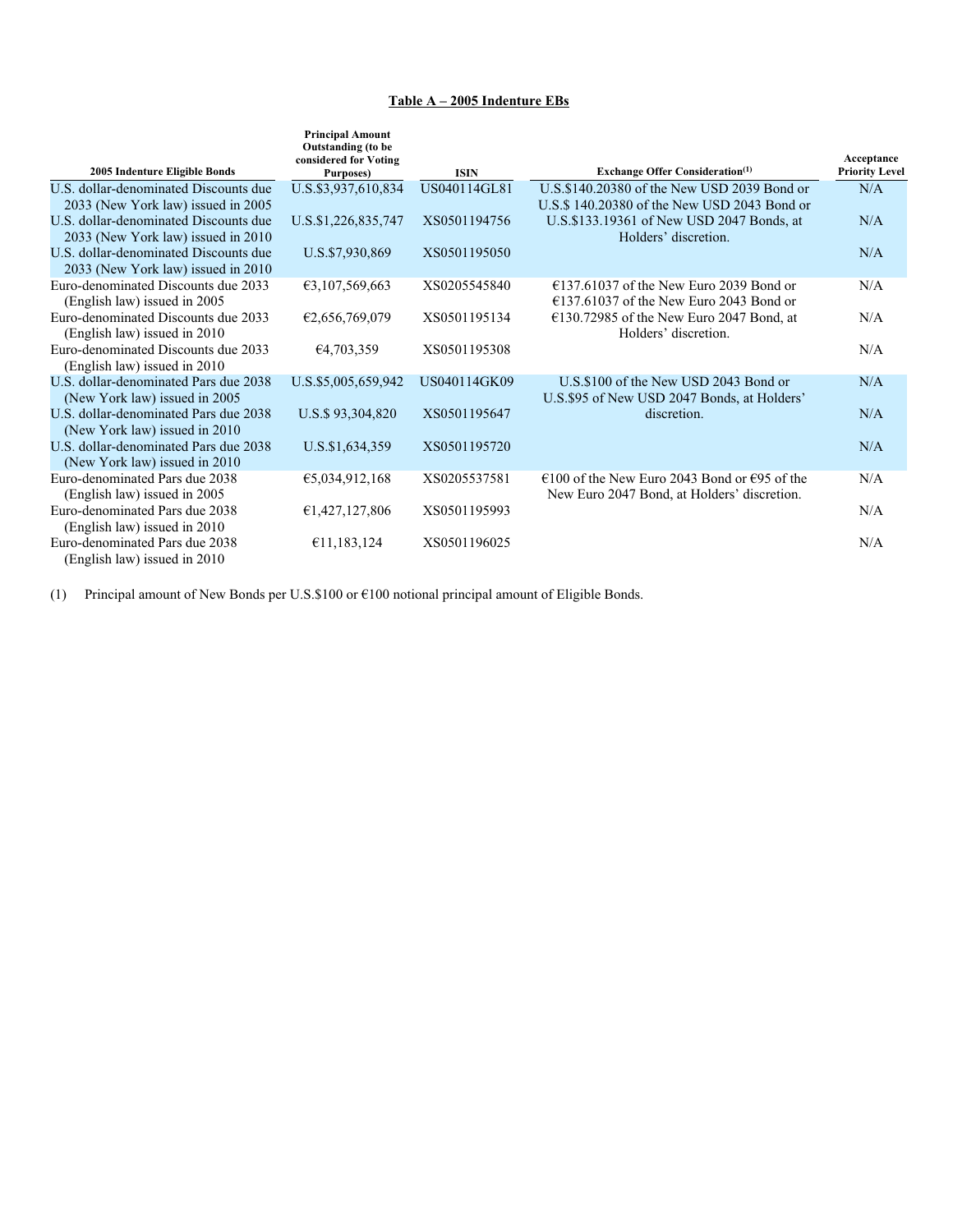**Table A – 2005 Indenture EBs**

| 2005 Indenture Eligible Bonds | Principal Amount Outstanding (to be considered for Voting Purposes) | ISIN | Exchange Offer Consideration[(1)] | Acceptance Priority Level |
|---|---|---|---|---|
| U.S. dollar-denominated Discounts due 2033 (New York law) issued in 2005 | U.S.$3,937,610,834 | US040114GL81 | U.S.$140.20380 of the New USD 2039 Bond or U.S.$ 140.20380 of the New USD 2043 Bond or U.S.$133.19361 of New USD 2047 Bonds, at Holders' discretion. | N/A |
| U.S. dollar-denominated Discounts due 2033 (New York law) issued in 2010 | U.S.$1,226,835,747 | XS0501194756 | | N/A |
| U.S. dollar-denominated Discounts due 2033 (New York law) issued in 2010 | U.S.$7,930,869 | XS0501195050 | | N/A |
| Euro-denominated Discounts due 2033 (English law) issued in 2005 | €3,107,569,663 | XS0205545840 | €137.61037 of the New Euro 2039 Bond or €137.61037 of the New Euro 2043 Bond or €130.72985 of the New Euro 2047 Bond, at Holders' discretion. | N/A |
| Euro-denominated Discounts due 2033 (English law) issued in 2010 | €2,656,769,079 | XS0501195134 | | N/A |
| Euro-denominated Discounts due 2033 (English law) issued in 2010 | €4,703,359 | XS0501195308 | | N/A |
| U.S. dollar-denominated Pars due 2038 (New York law) issued in 2005 | U.S.$5,005,659,942 | US040114GK09 | U.S.$100 of the New USD 2043 Bond or U.S.$95 of New USD 2047 Bonds, at Holders' discretion. | N/A |
| U.S. dollar-denominated Pars due 2038 (New York law) issued in 2010 | U.S.$ 93,304,820 | XS0501195647 | | N/A |
| U.S. dollar-denominated Pars due 2038 (New York law) issued in 2010 | U.S.$1,634,359 | XS0501195720 | | N/A |
| Euro-denominated Pars due 2038 (English law) issued in 2005 | €5,034,912,168 | XS0205537581 | €100 of the New Euro 2043 Bond or €95 of the New Euro 2047 Bond, at Holders' discretion. | N/A |
| Euro-denominated Pars due 2038 (English law) issued in 2010 | €1,427,127,806 | XS0501195993 | | N/A |
| Euro-denominated Pars due 2038 (English law) issued in 2010 | €11,183,124 | XS0501196025 | | N/A |

(1) Principal amount of New Bonds per U.S.$100 or €100 notional principal amount of Eligible Bonds.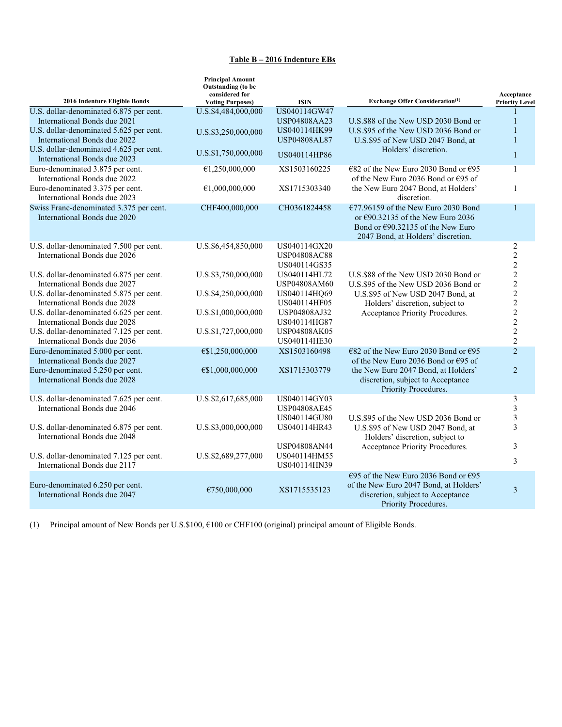**Table B – 2016 Indenture EBs**

| 2016 Indenture Eligible Bonds | Principal Amount Outstanding (to be considered for Voting Purposes) | ISIN | Exchange Offer Consideration[(1)] | Acceptance Priority Level |
|---|---|---|---|---|
| U.S. dollar-denominated 6.875 per cent. International Bonds due 2021 | U.S.$4,484,000,000 | US040114GW47<br>USP04808AA23 | U.S.$88 of the New USD 2030 Bond or U.S.$95 of the New USD 2036 Bond or U.S.$95 of New USD 2047 Bond, at Holders' discretion. | 1<br>1 |
| U.S. dollar-denominated 5.625 per cent. International Bonds due 2022 | U.S.$3,250,000,000 | US040114HK99<br>USP04808AL87 | | 1<br>1 |
| U.S. dollar-denominated 4.625 per cent. International Bonds due 2023 | U.S.$1,750,000,000 | US040114HP86 | | 1 |
| Euro-denominated 3.875 per cent. International Bonds due 2022 | €1,250,000,000 | XS1503160225 | €82 of the New Euro 2030 Bond or €95 of the New Euro 2036 Bond or €95 of the New Euro 2047 Bond, at Holders' discretion. | 1 |
| Euro-denominated 3.375 per cent. International Bonds due 2023 | €1,000,000,000 | XS1715303340 | | 1 |
| Swiss Franc-denominated 3.375 per cent. International Bonds due 2020 | CHF400,000,000 | CH0361824458 | €77.96159 of the New Euro 2030 Bond or €90.32135 of the New Euro 2036 Bond or €90.32135 of the New Euro 2047 Bond, at Holders' discretion. | 1 |
| U.S. dollar-denominated 7.500 per cent. International Bonds due 2026 | U.S.$6,454,850,000 | US040114GX20<br>USP04808AC88<br>US040114GS35 | U.S.$88 of the New USD 2030 Bond or U.S.$95 of the New USD 2036 Bond or U.S.$95 of New USD 2047 Bond, at Holders' discretion, subject to Acceptance Priority Procedures. | 2<br>2<br>2 |
| U.S. dollar-denominated 6.875 per cent. International Bonds due 2027 | U.S.$3,750,000,000 | US040114HL72<br>USP04808AM60 | | 2<br>2 |
| U.S. dollar-denominated 5.875 per cent. International Bonds due 2028 | U.S.$4,250,000,000 | US040114HQ69<br>US040114HF05 | | 2<br>2 |
| U.S. dollar-denominated 6.625 per cent. International Bonds due 2028 | U.S.$1,000,000,000 | USP04808AJ32<br>US040114HG87 | | 2<br>2 |
| U.S. dollar-denominated 7.125 per cent. International Bonds due 2036 | U.S.$1,727,000,000 | USP04808AK05<br>US040114HE30 | | 2<br>2 |
| Euro-denominated 5.000 per cent. International Bonds due 2027 | €$1,250,000,000 | XS1503160498 | €82 of the New Euro 2030 Bond or €95 of the New Euro 2036 Bond or €95 of the New Euro 2047 Bond, at Holders' discretion, subject to Acceptance Priority Procedures. | 2 |
| Euro-denominated 5.250 per cent. International Bonds due 2028 | €$1,000,000,000 | XS1715303779 | | 2 |
| U.S. dollar-denominated 7.625 per cent. International Bonds due 2046 | U.S.$2,617,685,000 | US040114GY03<br>USP04808AE45<br>US040114GU80 | U.S.$95 of the New USD 2036 Bond or U.S.$95 of New USD 2047 Bond, at Holders' discretion, subject to Acceptance Priority Procedures. | 3<br>3<br>3 |
| U.S. dollar-denominated 6.875 per cent. International Bonds due 2048 | U.S.$3,000,000,000 | US040114HR43<br>USP04808AN44 | | 3<br>3 |
| U.S. dollar-denominated 7.125 per cent. International Bonds due 2117 | U.S.$2,689,277,000 | US040114HM55<br>US040114HN39 | | 3 |
| Euro-denominated 6.250 per cent. International Bonds due 2047 | €750,000,000 | XS1715535123 | €95 of the New Euro 2036 Bond or €95 of the New Euro 2047 Bond, at Holders' discretion, subject to Acceptance Priority Procedures. | 3 |

(1) Principal amount of New Bonds per U.S.$100, €100 or CHF100 (original) principal amount of Eligible Bonds.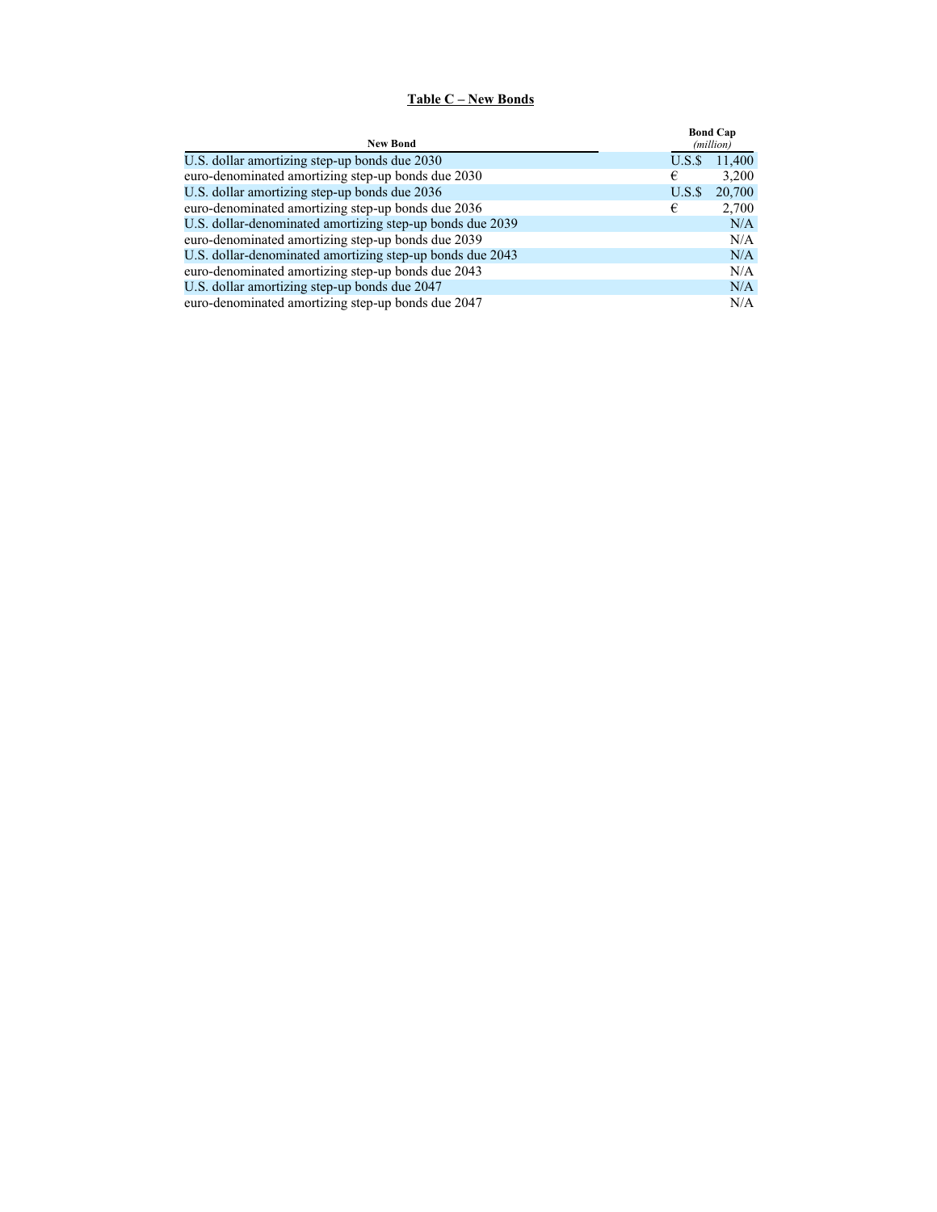**Table C – New Bonds**

| New Bond | Bond Cap *(million)* | |
|---|---|---|
| U.S. dollar amortizing step-up bonds due 2030 | U.S.$ | 11,400 |
| euro-denominated amortizing step-up bonds due 2030 | € | 3,200 |
| U.S. dollar amortizing step-up bonds due 2036 | U.S.$ | 20,700 |
| euro-denominated amortizing step-up bonds due 2036 | € | 2,700 |
| U.S. dollar-denominated amortizing step-up bonds due 2039 | | N/A |
| euro-denominated amortizing step-up bonds due 2039 | | N/A |
| U.S. dollar-denominated amortizing step-up bonds due 2043 | | N/A |
| euro-denominated amortizing step-up bonds due 2043 | | N/A |
| U.S. dollar amortizing step-up bonds due 2047 | | N/A |
| euro-denominated amortizing step-up bonds due 2047 | | N/A |